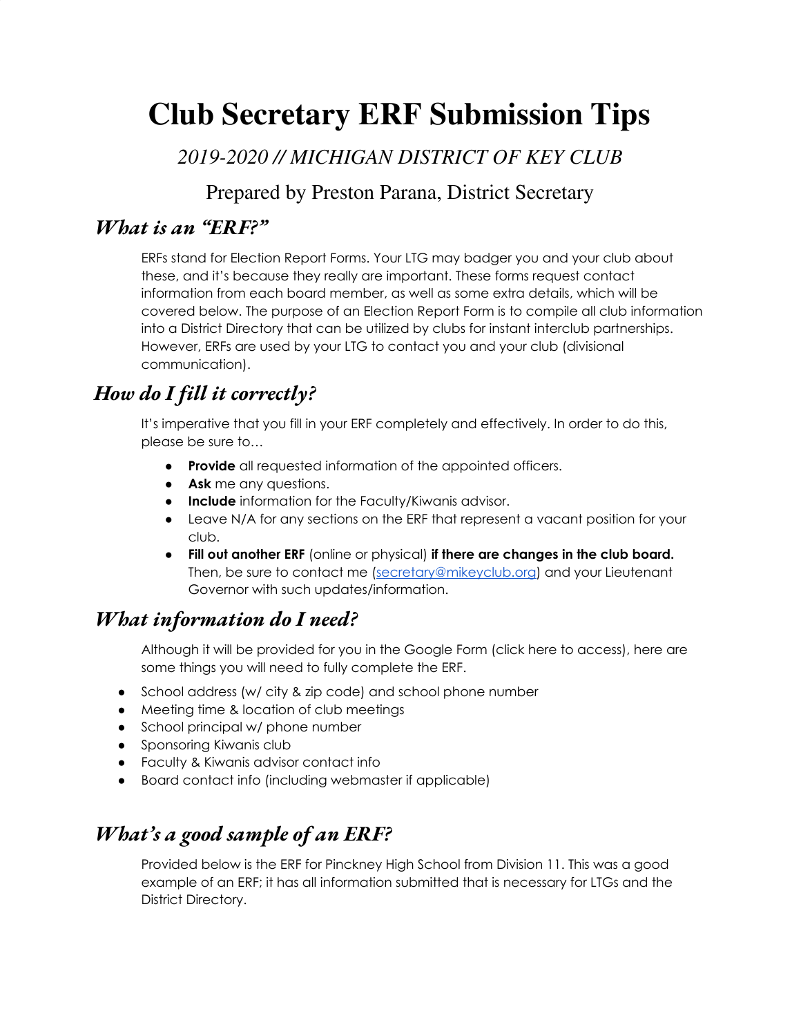# Club Secretary ERF Submission Tips

*2019-2020 // MICHIGAN DISTRICT OF KEY CLUB*

Prepared by Preston Parana, District Secretary

## *What is an "ERF?"*

ERFs stand for Election Report Forms. Your LTG may badger you and your club about these, and it's because they really are important. These forms request contact information from each board member, as well as some extra details, which will be covered below. The purpose of an Election Report Form is to compile all club information into a District Directory that can be utilized by clubs for instant interclub partnerships. However, ERFs are used by your LTG to contact you and your club (divisional communication).

## *How do I fill it correctly?*

It's imperative that you fill in your ERF completely and effectively. In order to do this, please be sure to…

- **Provide** all requested information of the appointed officers.
- **Ask** me any questions.
- **Include** information for the Faculty/Kiwanis advisor.
- Leave N/A for any sections on the ERF that represent a vacant position for your club.
- **Fill out another ERF** (online or physical) **if there are changes in the club board.** Then, be sure to contact me (secretary@mikeyclub.org) and your Lieutenant Governor with such updates/information.

## *What information do I need?*

Although it will be provided for you in the Google Form (click here to access), here are some things you will need to fully complete the ERF.

- School address (w/ city & zip code) and school phone number
- Meeting time & location of club meetings
- School principal w/ phone number
- Sponsoring Kiwanis club
- Faculty & Kiwanis advisor contact info
- Board contact info (including webmaster if applicable)

## *What's a good sample of an ERF?*

Provided below is the ERF for Pinckney High School from Division 11. This was a good example of an ERF; it has all information submitted that is necessary for LTGs and the District Directory.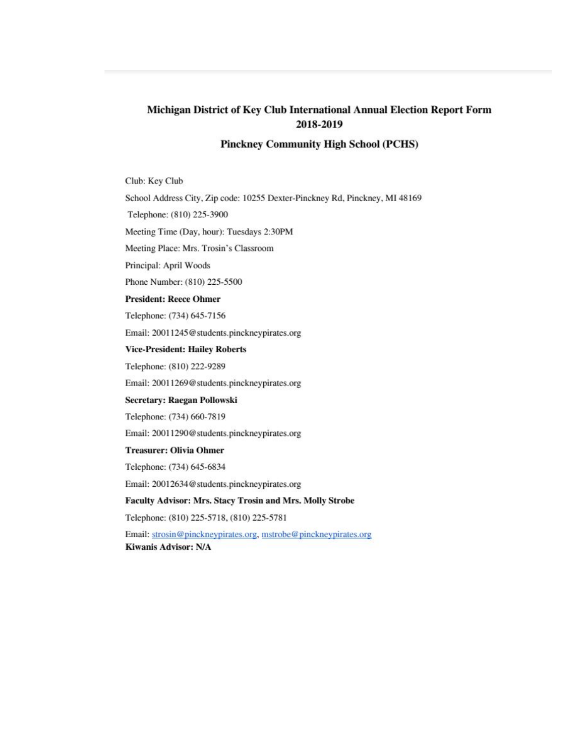## Michigan District of Key Club International Annual Election Report Form 2018-2019

### Pinckney Community High School (PCHS)

Club: Key Club

School Address City, Zip code: 10255 Dexter-Pinckney Rd, Pinckney, MI 48169

Telephone: (810) 225-3900

Meeting Time (Day, hour): Tuesdays 2:30PM

Meeting Place: Mrs. Trosin's Classroom

Principal: April Woods

Phone Number: (810) 225-5500

**President: Reece Ohmer**

Telephone: (734) 645-7156

Email: 20011245@students.pinckneypirates.org

**Vice-President: Hailey Roberts**

Telephone: (810) 222-9289

Email: 20011269@students.pinckneypirates.org

**Secretary: Raegan Pollowski**

Telephone: (734) 660-7819

Email: 20011290@students.pinckneypirates.org

**Treasurer: Olivia Ohmer**

Telephone: (734) 645-6834

Email: 20012634@students.pinckneypirates.org

**Faculty Advisor: Mrs. Stacy Trosin and Mrs. Molly Strobe**

Telephone: (810) 225-5718, (810) 225-5781

Email: strosin@pinckneypirates.org, mstrobe@pinckneypirates.org

**Kiwanis Advisor: N/A**